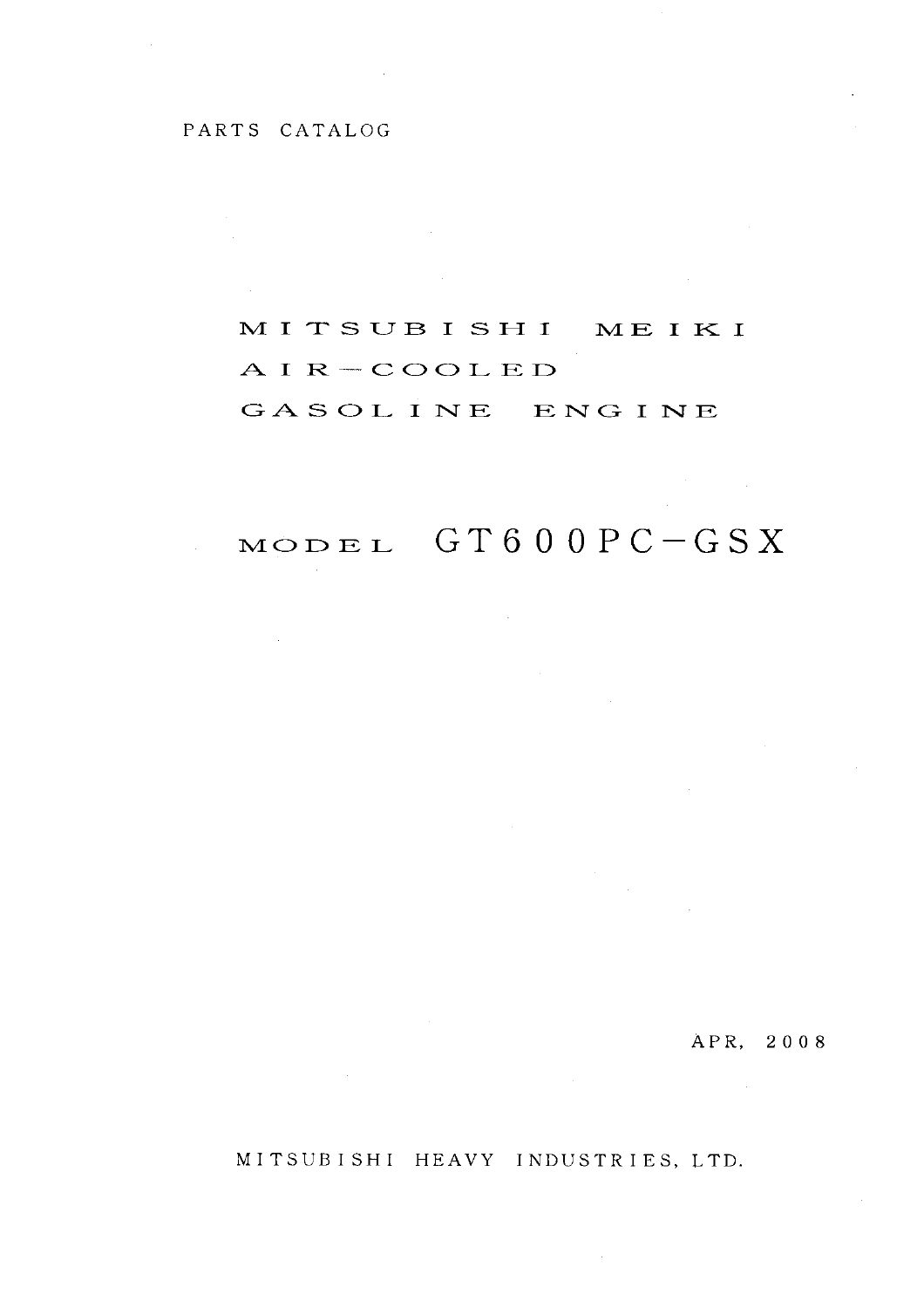PARTS CATALOG

# MITSUBISHI MEIKI AIR-COOLED GASOLINE ENGINE

## MODEL GT600PC-GSX

APR, 2008

MITSUBISHI HEAVY INDUSTRIES, LTD.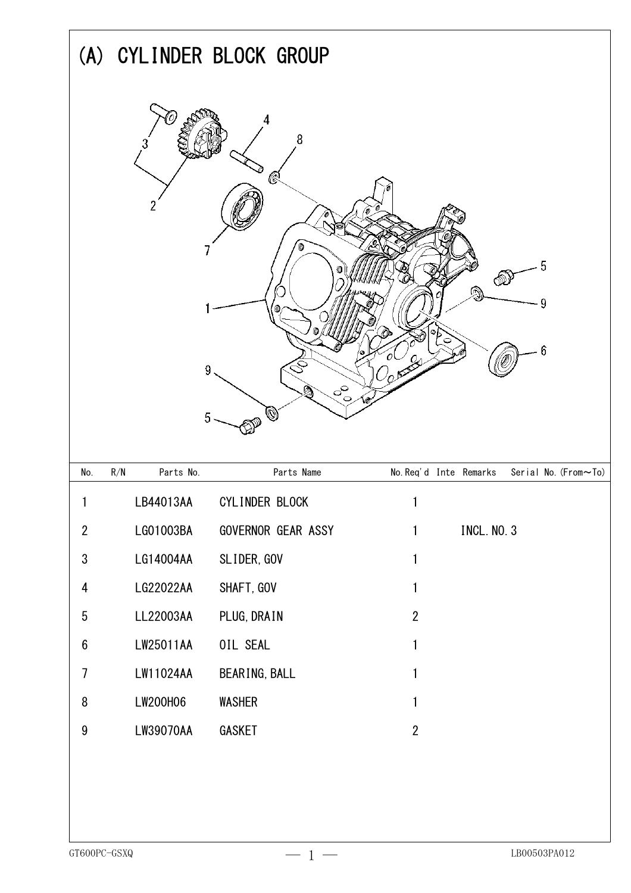# (A) CYLINDER BLOCK GROUP

| No. | R/N | Parts No. | Parts Name | No.Req'd | Inte | Remarks | Serial No.(From～To) |
|---|---|---|---|---|---|---|---|
| 1 | | LB44013AA | CYLINDER BLOCK | 1 | | | |
| 2 | | LG01003BA | GOVERNOR GEAR ASSY | 1 | | INCL.NO.3 | |
| 3 | | LG14004AA | SLIDER,GOV | 1 | | | |
| 4 | | LG22022AA | SHAFT,GOV | 1 | | | |
| 5 | | LL22003AA | PLUG,DRAIN | 2 | | | |
| 6 | | LW25011AA | OIL SEAL | 1 | | | |
| 7 | | LW11024AA | BEARING,BALL | 1 | | | |
| 8 | | LW200H06 | WASHER | 1 | | | |
| 9 | | LW39070AA | GASKET | 2 | | | |

GT600PC-GSXQ LB00503PA012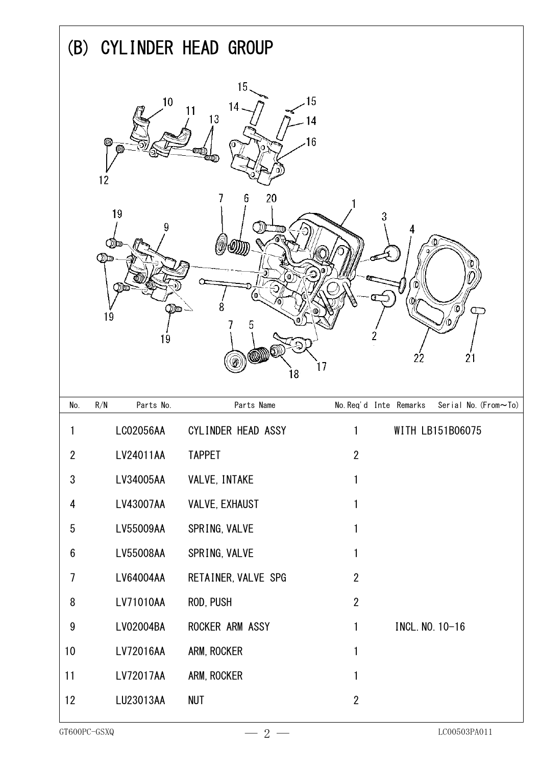# (B) CYLINDER HEAD GROUP

| No. | R/N | Parts No. | Parts Name | No.Req'd | Inte | Remarks | Serial No.(From～To) |
|---|---|---|---|---|---|---|---|
| 1 | | LC02056AA | CYLINDER HEAD ASSY | 1 | | WITH LB151B06075 | |
| 2 | | LV24011AA | TAPPET | 2 | | | |
| 3 | | LV34005AA | VALVE,INTAKE | 1 | | | |
| 4 | | LV43007AA | VALVE,EXHAUST | 1 | | | |
| 5 | | LV55009AA | SPRING,VALVE | 1 | | | |
| 6 | | LV55008AA | SPRING,VALVE | 1 | | | |
| 7 | | LV64004AA | RETAINER,VALVE SPG | 2 | | | |
| 8 | | LV71010AA | ROD,PUSH | 2 | | | |
| 9 | | LV02004BA | ROCKER ARM ASSY | 1 | | INCL.NO.10-16 | |
| 10 | | LV72016AA | ARM,ROCKER | 1 | | | |
| 11 | | LV72017AA | ARM,ROCKER | 1 | | | |
| 12 | | LU23013AA | NUT | 2 | | | |

GT600PC-GSXQ　　LC00503PA011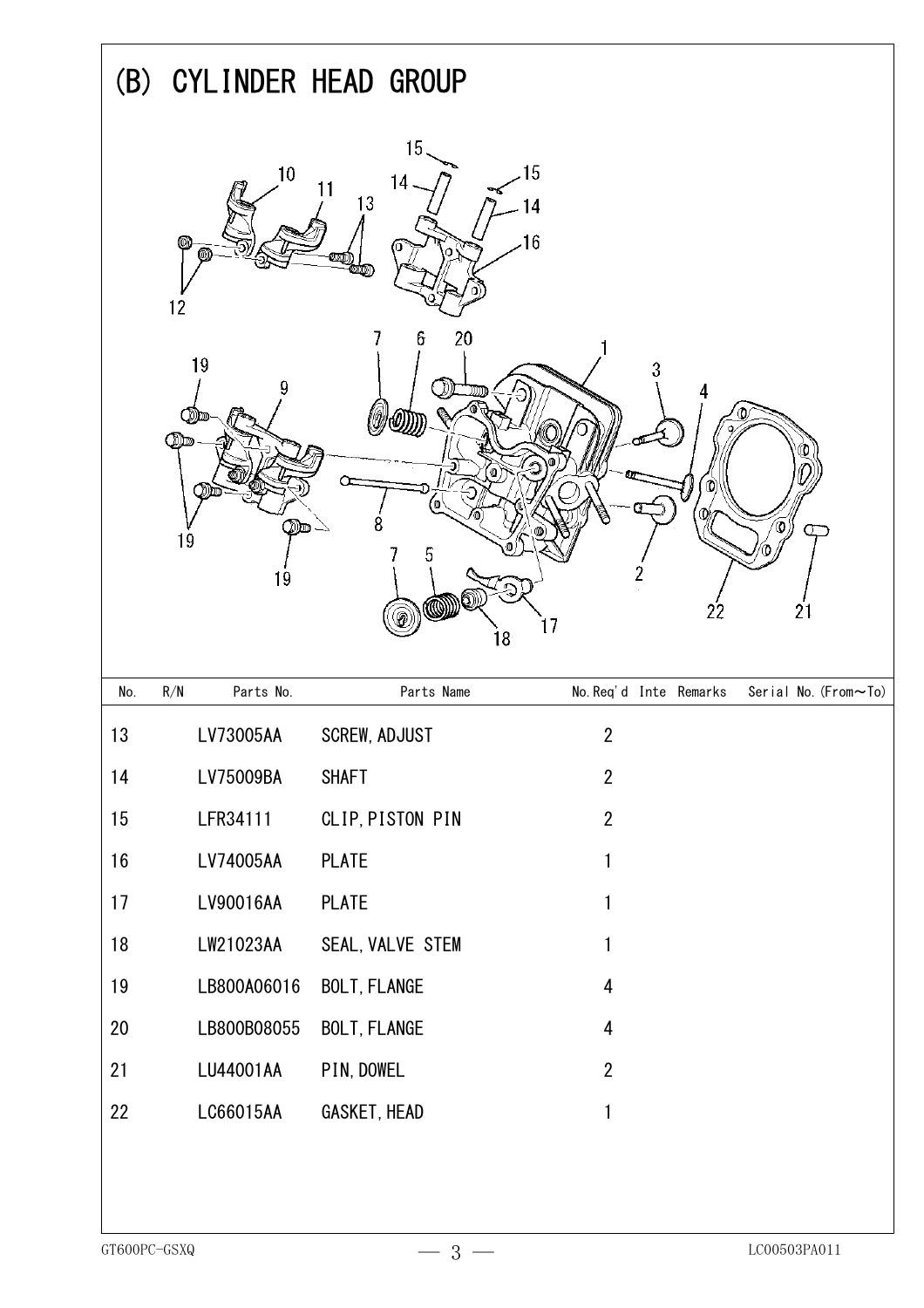# (B) CYLINDER HEAD GROUP

| No. | R/N | Parts No. | Parts Name | No.Req'd | Inte | Remarks | Serial No.(From～To) |
|---|---|---|---|---|---|---|---|
| 13 | | LV73005AA | SCREW, ADJUST | 2 | | | |
| 14 | | LV75009BA | SHAFT | 2 | | | |
| 15 | | LFR34111 | CLIP, PISTON PIN | 2 | | | |
| 16 | | LV74005AA | PLATE | 1 | | | |
| 17 | | LV90016AA | PLATE | 1 | | | |
| 18 | | LW21023AA | SEAL, VALVE STEM | 1 | | | |
| 19 | | LB800A06016 | BOLT, FLANGE | 4 | | | |
| 20 | | LB800B08055 | BOLT, FLANGE | 4 | | | |
| 21 | | LU44001AA | PIN, DOWEL | 2 | | | |
| 22 | | LC66015AA | GASKET, HEAD | 1 | | | |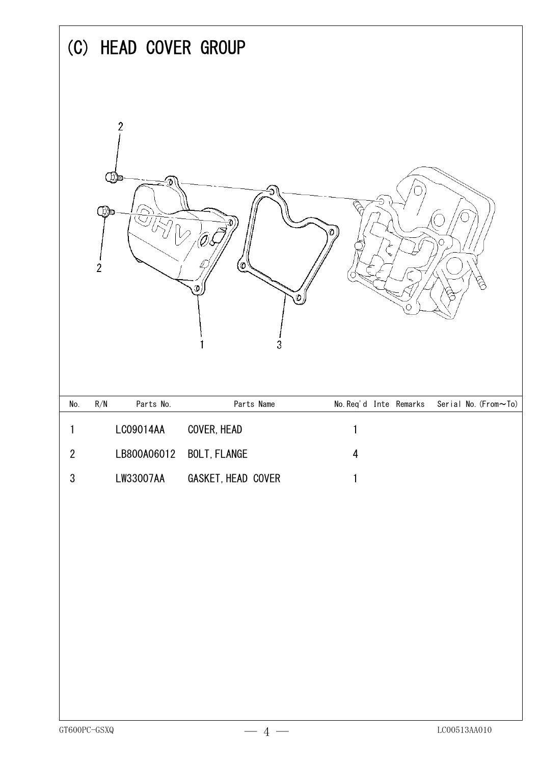# (C) HEAD COVER GROUP

| No. | R/N | Parts No. | Parts Name | No.Req'd | Inte | Remarks | Serial No.(From～To) |
|---|---|---|---|---|---|---|---|
| 1 | | LC09014AA | COVER, HEAD | 1 | | | |
| 2 | | LB800A06012 | BOLT, FLANGE | 4 | | | |
| 3 | | LW33007AA | GASKET, HEAD COVER | 1 | | | |

GT600PC-GSXQ

LC00513AA010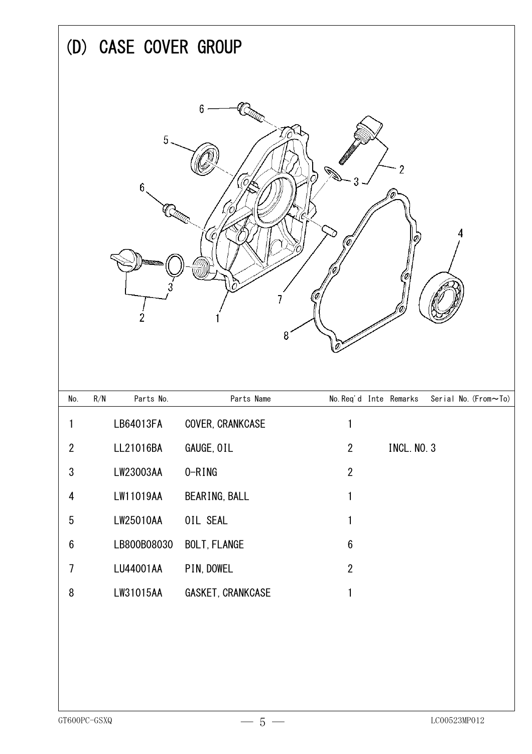# (D) CASE COVER GROUP

| No. | R/N | Parts No. | Parts Name | No.Req'd | Inte | Remarks | Serial No.(From~To) |
|---|---|---|---|---|---|---|---|
| 1 | | LB64013FA | COVER, CRANKCASE | 1 | | | |
| 2 | | LL21016BA | GAUGE, OIL | 2 | | INCL. NO. 3 | |
| 3 | | LW23003AA | O-RING | 2 | | | |
| 4 | | LW11019AA | BEARING, BALL | 1 | | | |
| 5 | | LW25010AA | OIL SEAL | 1 | | | |
| 6 | | LB800B08030 | BOLT, FLANGE | 6 | | | |
| 7 | | LU44001AA | PIN, DOWEL | 2 | | | |
| 8 | | LW31015AA | GASKET, CRANKCASE | 1 | | | |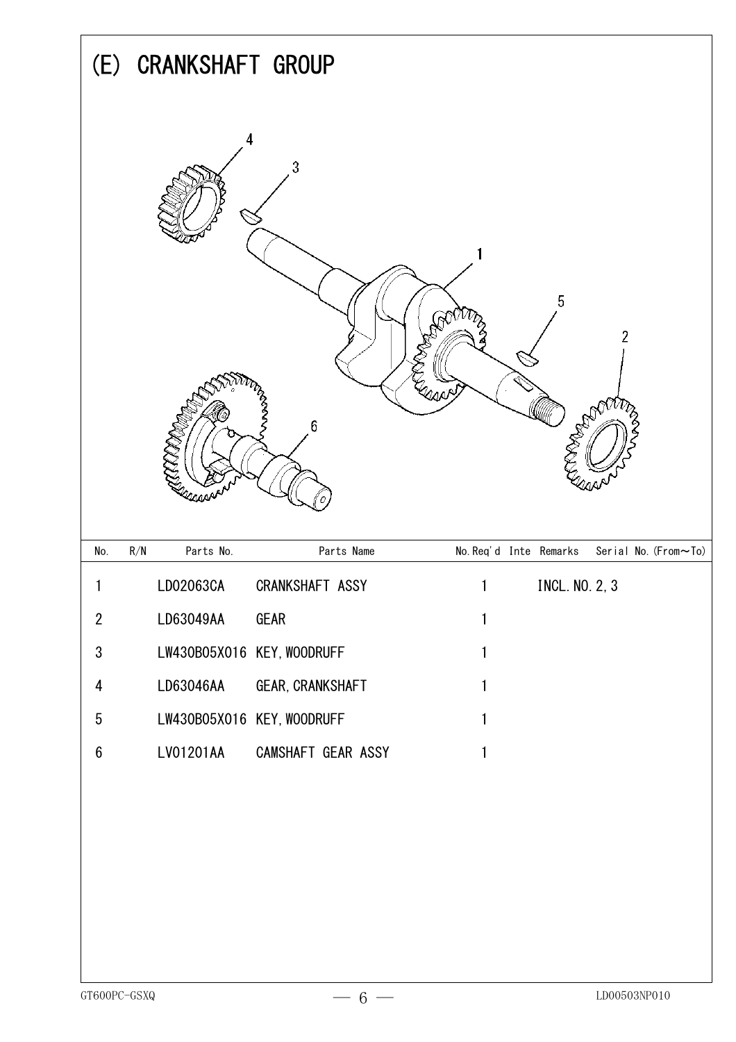# (E) CRANKSHAFT GROUP

| No. | R/N | Parts No. | Parts Name | No.Req'd | Inte | Remarks | Serial No.(From~To) |
|---|---|---|---|---|---|---|---|
| 1 | | LD02063CA | CRANKSHAFT ASSY | 1 | | INCL.NO.2,3 | |
| 2 | | LD63049AA | GEAR | 1 | | | |
| 3 | | LW430B05X016 | KEY,WOODRUFF | 1 | | | |
| 4 | | LD63046AA | GEAR,CRANKSHAFT | 1 | | | |
| 5 | | LW430B05X016 | KEY,WOODRUFF | 1 | | | |
| 6 | | LV01201AA | CAMSHAFT GEAR ASSY | 1 | | | |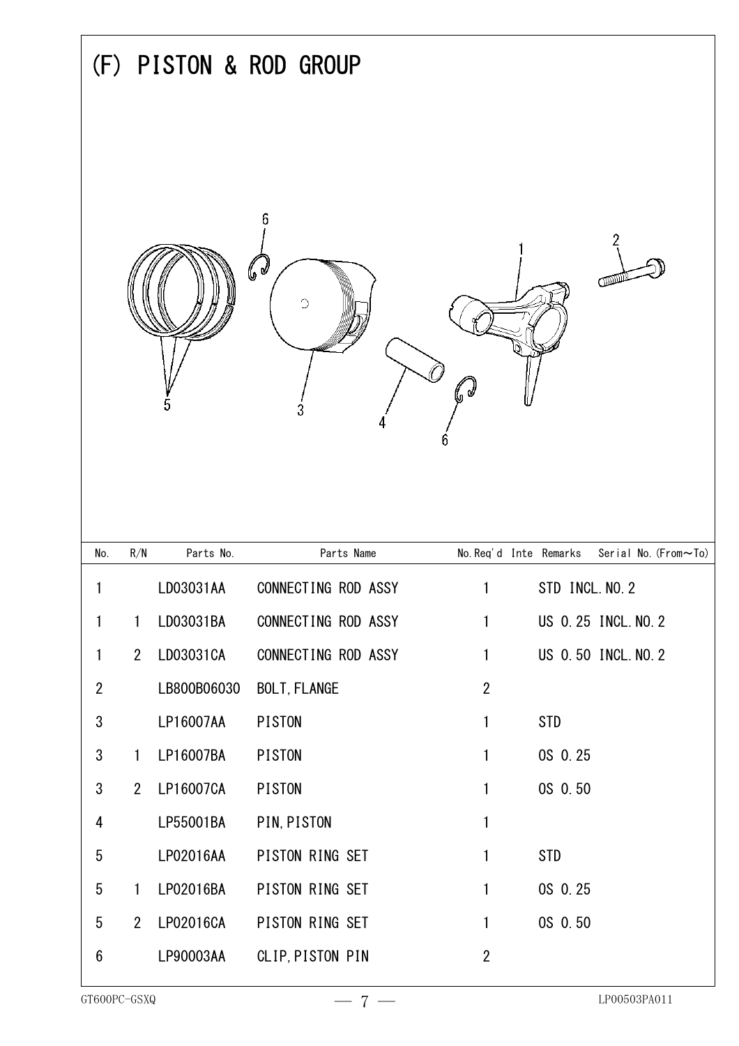# (F) PISTON & ROD GROUP

| No. | R/N | Parts No. | Parts Name | No.Req'd | Inte | Remarks | Serial No.(From～To) |
|---|---|---|---|---|---|---|---|
| 1 | | LD03031AA | CONNECTING ROD ASSY | 1 | | STD INCL.NO.2 | |
| 1 | 1 | LD03031BA | CONNECTING ROD ASSY | 1 | | US 0.25 INCL.NO.2 | |
| 1 | 2 | LD03031CA | CONNECTING ROD ASSY | 1 | | US 0.50 INCL.NO.2 | |
| 2 | | LB800B06030 | BOLT,FLANGE | 2 | | | |
| 3 | | LP16007AA | PISTON | 1 | | STD | |
| 3 | 1 | LP16007BA | PISTON | 1 | | OS 0.25 | |
| 3 | 2 | LP16007CA | PISTON | 1 | | OS 0.50 | |
| 4 | | LP55001BA | PIN,PISTON | 1 | | | |
| 5 | | LP02016AA | PISTON RING SET | 1 | | STD | |
| 5 | 1 | LP02016BA | PISTON RING SET | 1 | | OS 0.25 | |
| 5 | 2 | LP02016CA | PISTON RING SET | 1 | | OS 0.50 | |
| 6 | | LP90003AA | CLIP,PISTON PIN | 2 | | | |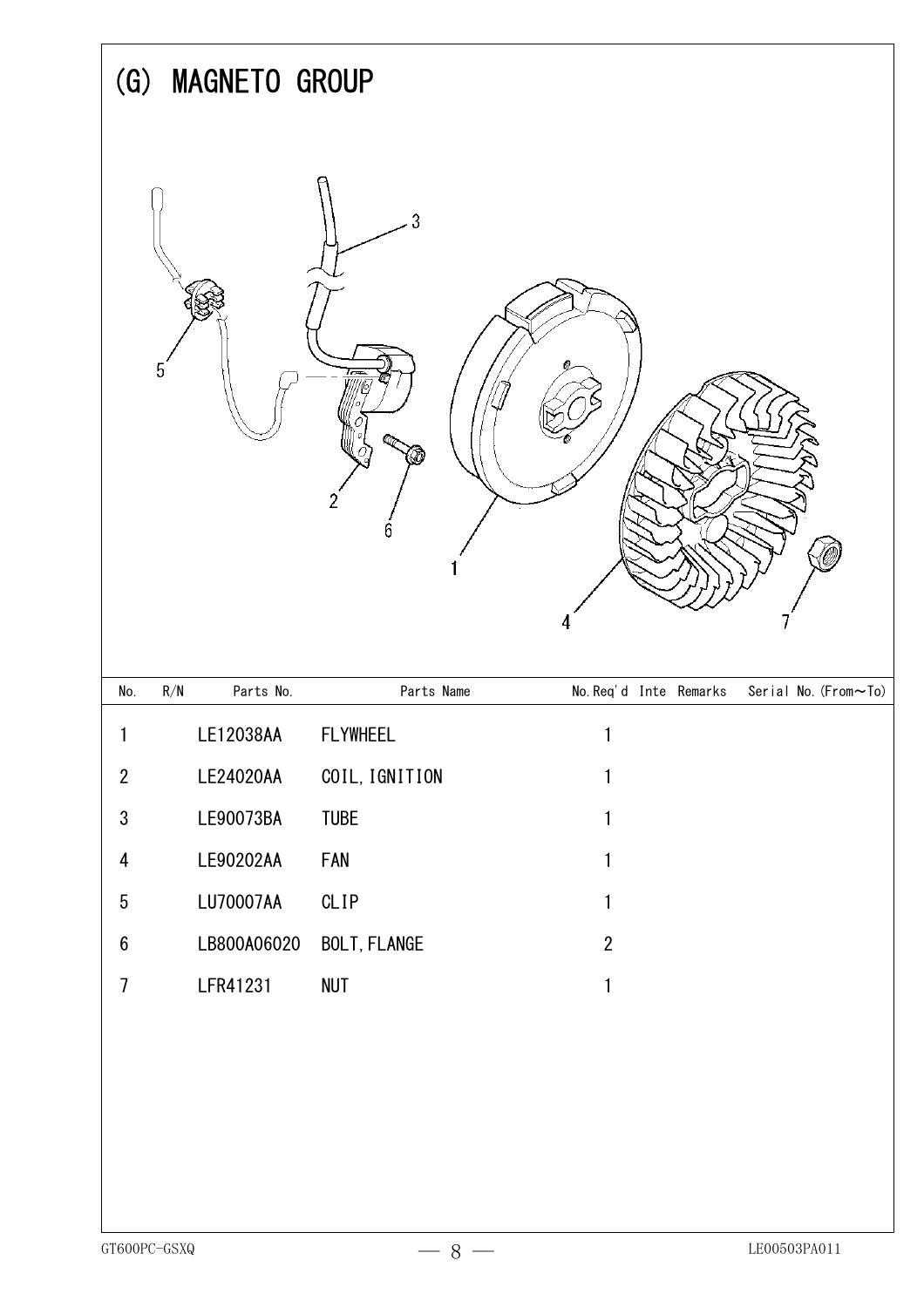# (G) MAGNETO GROUP

| No. | R/N | Parts No. | Parts Name | No.Req'd | Inte | Remarks | Serial No.(From~To) |
|---|---|---|---|---|---|---|---|
| 1 | | LE12038AA | FLYWHEEL | 1 | | | |
| 2 | | LE24020AA | COIL,IGNITION | 1 | | | |
| 3 | | LE90073BA | TUBE | 1 | | | |
| 4 | | LE90202AA | FAN | 1 | | | |
| 5 | | LU70007AA | CLIP | 1 | | | |
| 6 | | LB800A06020 | BOLT,FLANGE | 2 | | | |
| 7 | | LFR41231 | NUT | 1 | | | |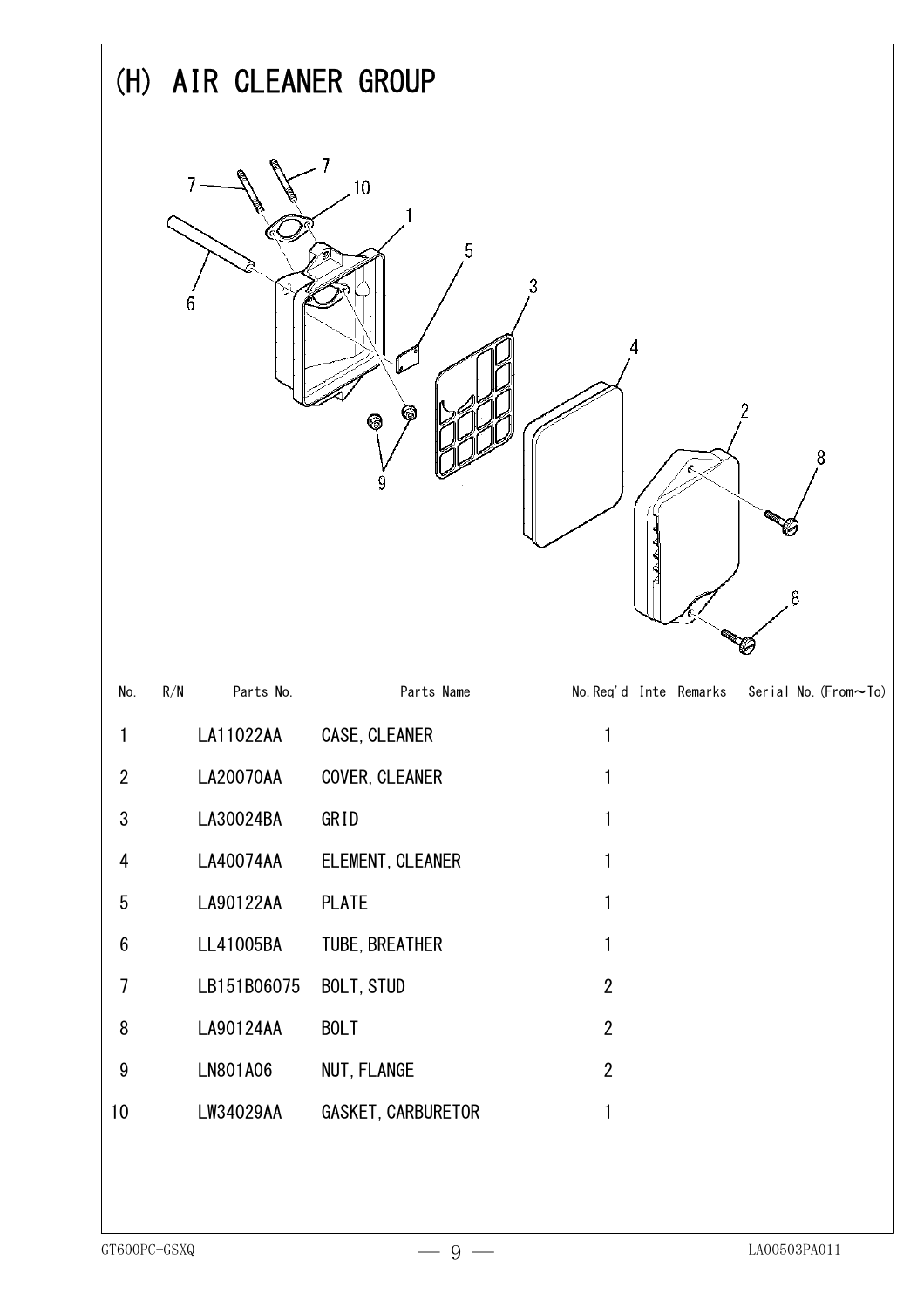# (H) AIR CLEANER GROUP

| No. | R/N | Parts No. | Parts Name | No.Req'd | Inte | Remarks | Serial No.(From～To) |
|---|---|---|---|---|---|---|---|
| 1 | | LA11022AA | CASE, CLEANER | 1 | | | |
| 2 | | LA20070AA | COVER, CLEANER | 1 | | | |
| 3 | | LA30024BA | GRID | 1 | | | |
| 4 | | LA40074AA | ELEMENT, CLEANER | 1 | | | |
| 5 | | LA90122AA | PLATE | 1 | | | |
| 6 | | LL41005BA | TUBE, BREATHER | 1 | | | |
| 7 | | LB151B06075 | BOLT, STUD | 2 | | | |
| 8 | | LA90124AA | BOLT | 2 | | | |
| 9 | | LN801A06 | NUT, FLANGE | 2 | | | |
| 10 | | LW34029AA | GASKET, CARBURETOR | 1 | | | |

GT600PC-GSXQ　　LA00503PA011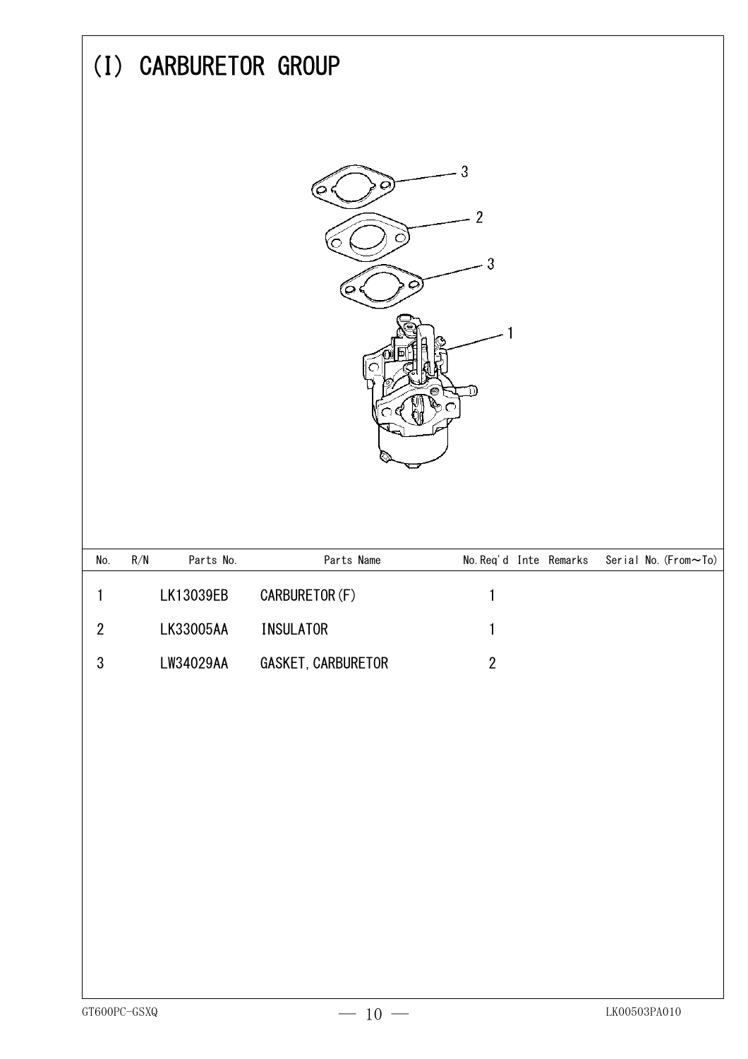# (I) CARBURETOR GROUP

| No. | R/N | Parts No. | Parts Name | No.Req'd | Inte | Remarks | Serial No.(From～To) |
|---|---|---|---|---|---|---|---|
| 1 | | LK13039EB | CARBURETOR(F) | 1 | | | |
| 2 | | LK33005AA | INSULATOR | 1 | | | |
| 3 | | LW34029AA | GASKET,CARBURETOR | 2 | | | |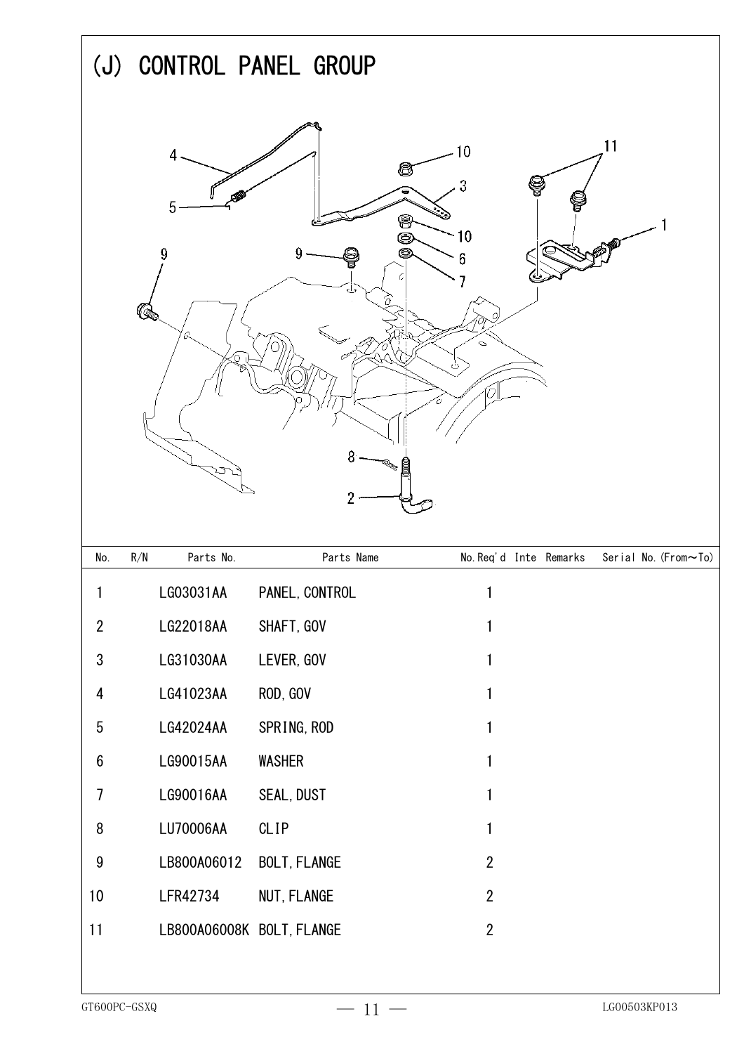# (J) CONTROL PANEL GROUP

| No. | R/N | Parts No. | Parts Name | No.Req'd | Inte | Remarks | Serial No.(From~To) |
|---|---|---|---|---|---|---|---|
| 1 | | LG03031AA | PANEL,CONTROL | 1 | | | |
| 2 | | LG22018AA | SHAFT,GOV | 1 | | | |
| 3 | | LG31030AA | LEVER,GOV | 1 | | | |
| 4 | | LG41023AA | ROD,GOV | 1 | | | |
| 5 | | LG42024AA | SPRING,ROD | 1 | | | |
| 6 | | LG90015AA | WASHER | 1 | | | |
| 7 | | LG90016AA | SEAL,DUST | 1 | | | |
| 8 | | LU70006AA | CLIP | 1 | | | |
| 9 | | LB800A06012 | BOLT,FLANGE | 2 | | | |
| 10 | | LFR42734 | NUT,FLANGE | 2 | | | |
| 11 | | LB800A06008K | BOLT,FLANGE | 2 | | | |

GT600PC-GSXQ LG00503KP013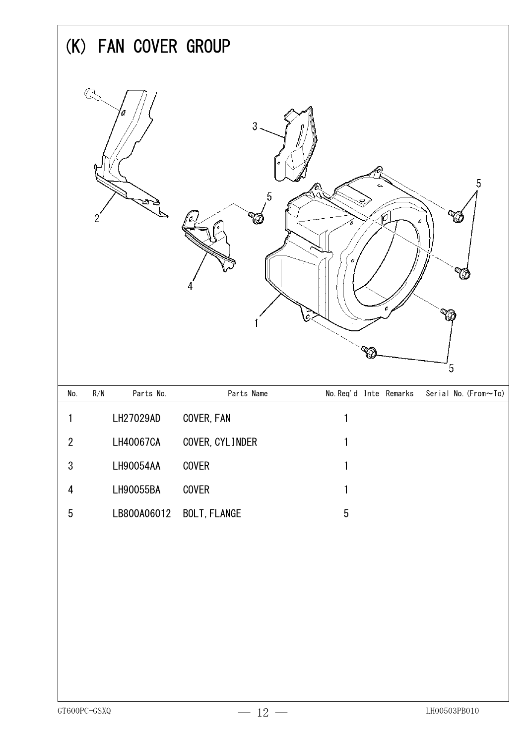# (K) FAN COVER GROUP

| No. | R/N | Parts No. | Parts Name | No.Req'd | Inte | Remarks | Serial No.(From～To) |
|---|---|---|---|---|---|---|---|
| 1 | | LH27029AD | COVER,FAN | 1 | | | |
| 2 | | LH40067CA | COVER,CYLINDER | 1 | | | |
| 3 | | LH90054AA | COVER | 1 | | | |
| 4 | | LH90055BA | COVER | 1 | | | |
| 5 | | LB800A06012 | BOLT,FLANGE | 5 | | | |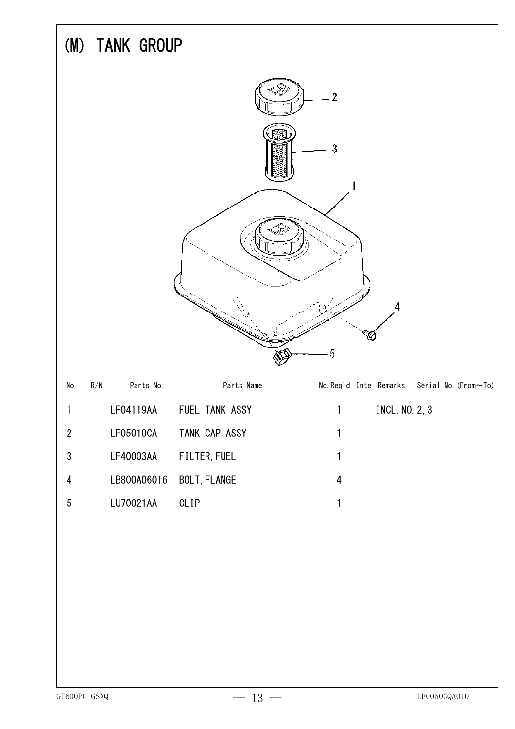# (M) TANK GROUP

| No. | R/N | Parts No. | Parts Name | No.Req'd | Inte | Remarks | Serial No.(From～To) |
|---|---|---|---|---|---|---|---|
| 1 | | LF04119AA | FUEL TANK ASSY | 1 | | INCL.NO.2,3 | |
| 2 | | LF05010CA | TANK CAP ASSY | 1 | | | |
| 3 | | LF40003AA | FILTER,FUEL | 1 | | | |
| 4 | | LB800A06016 | BOLT,FLANGE | 4 | | | |
| 5 | | LU70021AA | CLIP | 1 | | | |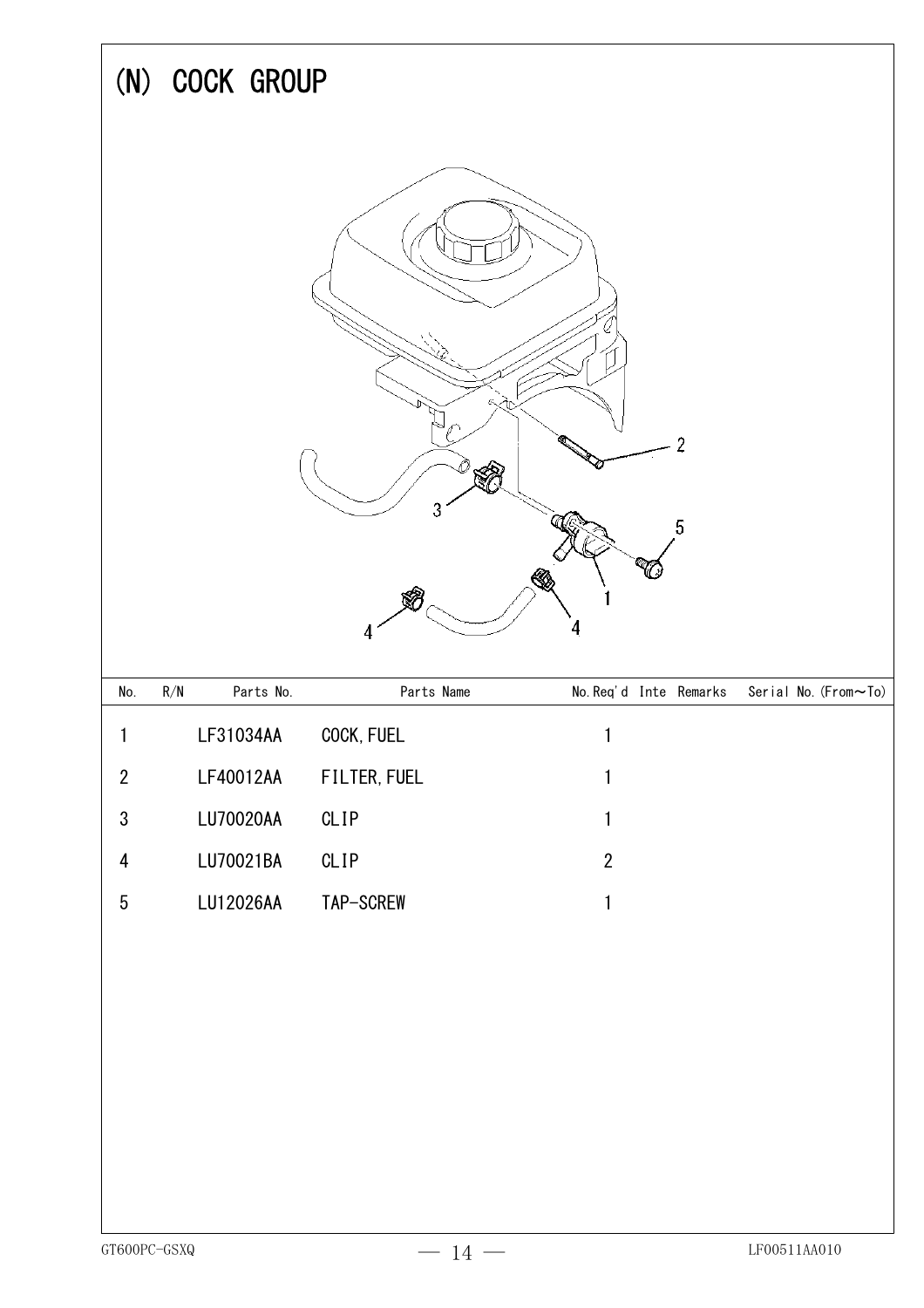# (N) COCK GROUP

| No. | R/N | Parts No. | Parts Name | No.Req'd | Inte | Remarks | Serial No.(From～To) |
|---|---|---|---|---|---|---|---|
| 1 | | LF31034AA | COCK, FUEL | 1 | | | |
| 2 | | LF40012AA | FILTER, FUEL | 1 | | | |
| 3 | | LU70020AA | CLIP | 1 | | | |
| 4 | | LU70021BA | CLIP | 2 | | | |
| 5 | | LU12026AA | TAP-SCREW | 1 | | | |

GT600PC-GSXQ LF00511AA010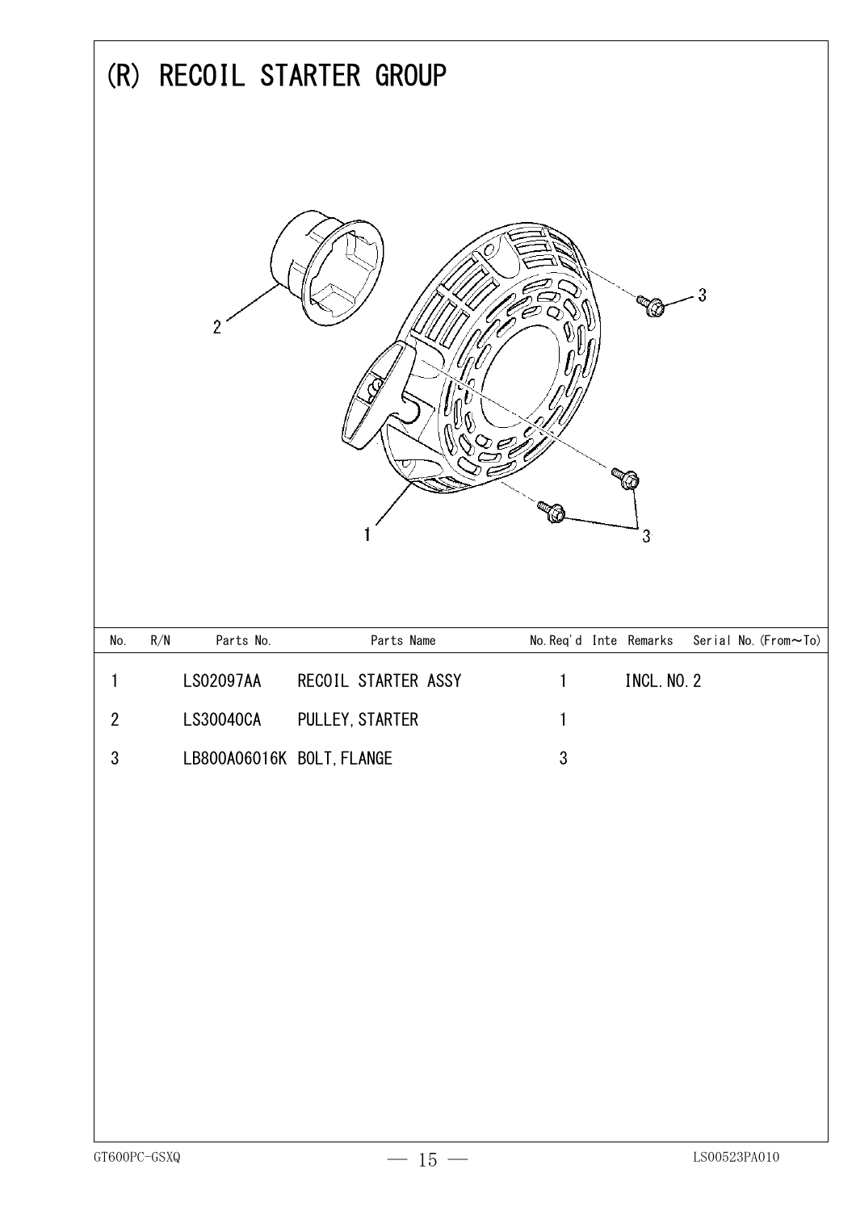# (R) RECOIL STARTER GROUP

| No. | R/N | Parts No. | Parts Name | No.Req'd | Inte | Remarks | Serial No.(From～To) |
|---|---|---|---|---|---|---|---|
| 1 | | LS02097AA | RECOIL STARTER ASSY | 1 | | INCL.NO.2 | |
| 2 | | LS30040CA | PULLEY,STARTER | 1 | | | |
| 3 | | LB800A06016K | BOLT,FLANGE | 3 | | | |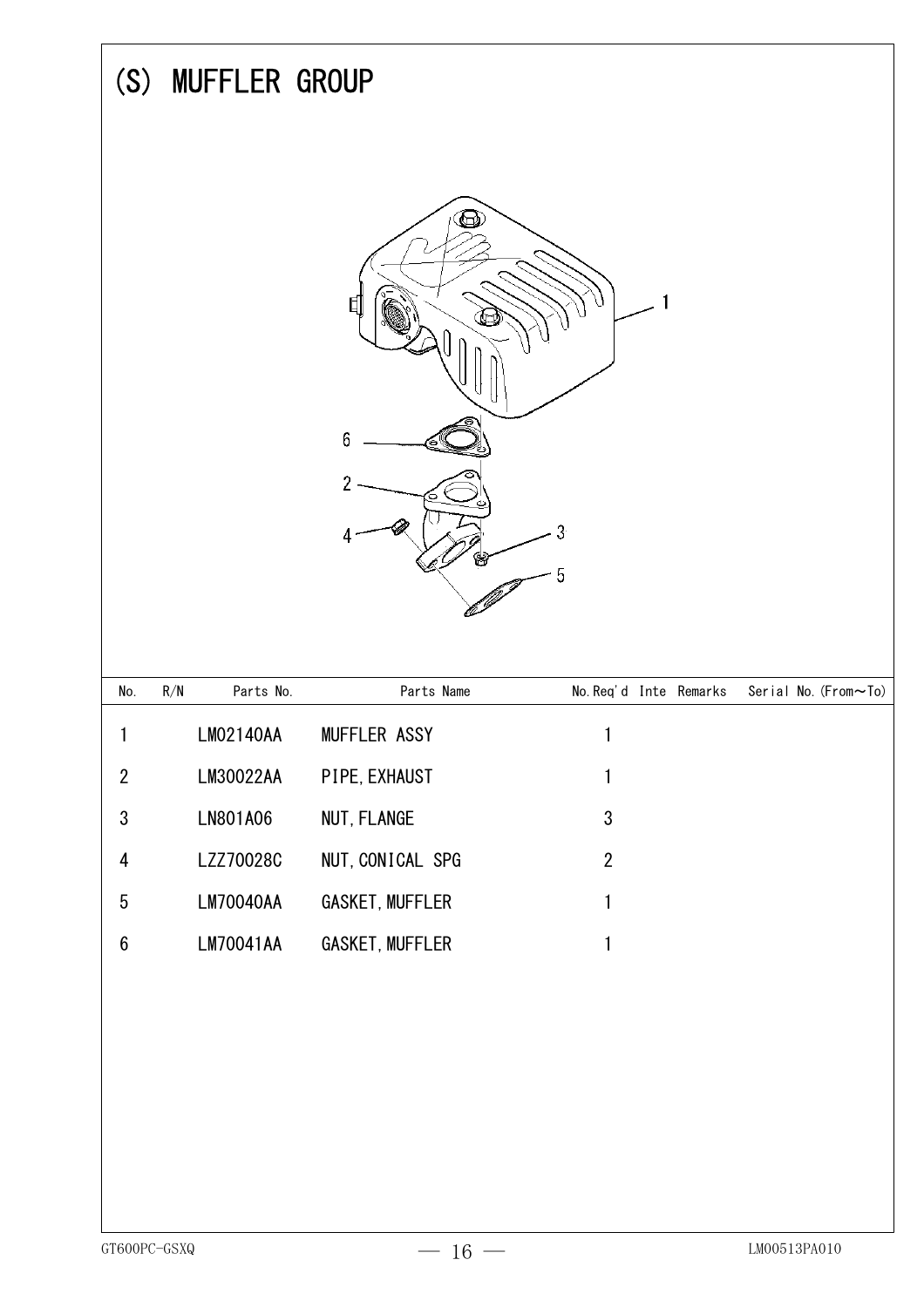# (S) MUFFLER GROUP

| No. | R/N | Parts No. | Parts Name | No.Req'd | Inte | Remarks | Serial No.(From～To) |
|---|---|---|---|---|---|---|---|
| 1 | | LM02140AA | MUFFLER ASSY | 1 | | | |
| 2 | | LM30022AA | PIPE, EXHAUST | 1 | | | |
| 3 | | LN801A06 | NUT, FLANGE | 3 | | | |
| 4 | | LZZ70028C | NUT, CONICAL SPG | 2 | | | |
| 5 | | LM70040AA | GASKET, MUFFLER | 1 | | | |
| 6 | | LM70041AA | GASKET, MUFFLER | 1 | | | |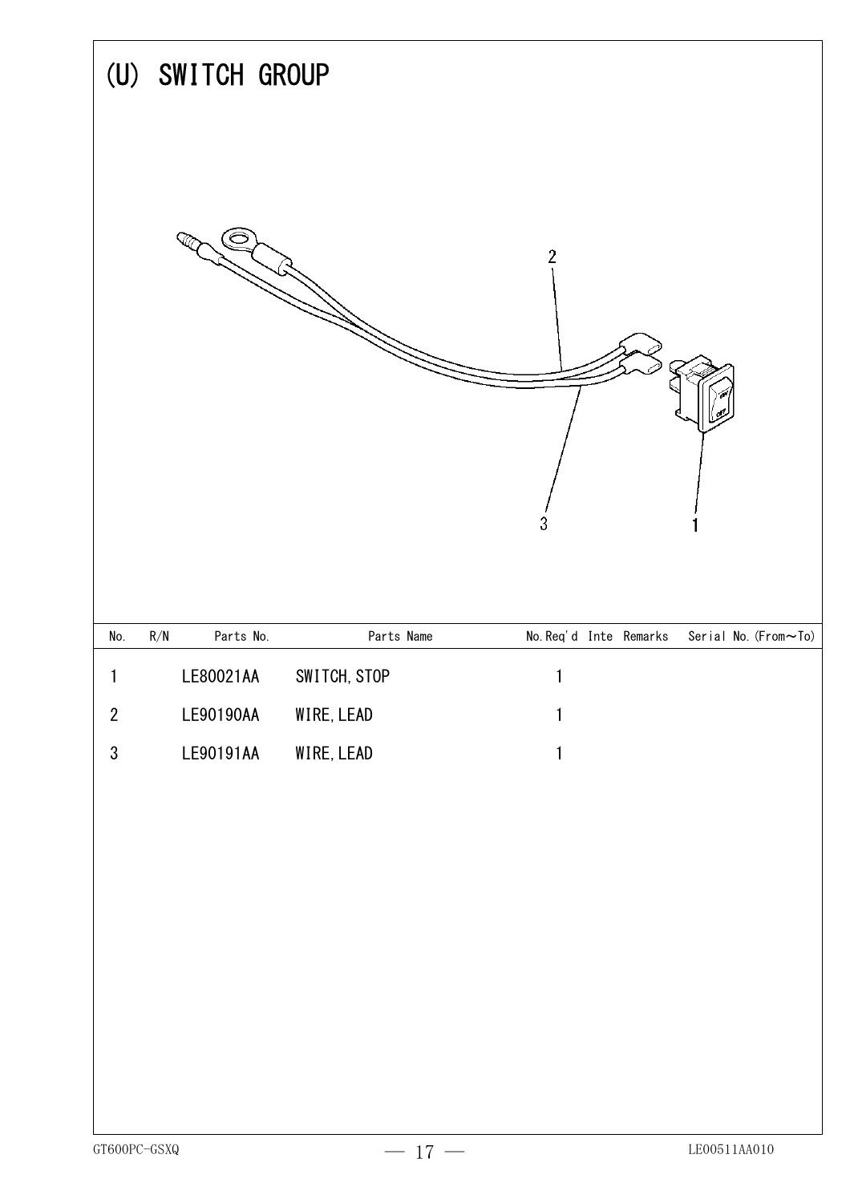# (U) SWITCH GROUP

| No. | R/N | Parts No. | Parts Name | No.Req'd | Inte | Remarks | Serial No.(From～To) |
|---|---|---|---|---|---|---|---|
| 1 | | LE80021AA | SWITCH, STOP | 1 | | | |
| 2 | | LE90190AA | WIRE, LEAD | 1 | | | |
| 3 | | LE90191AA | WIRE, LEAD | 1 | | | |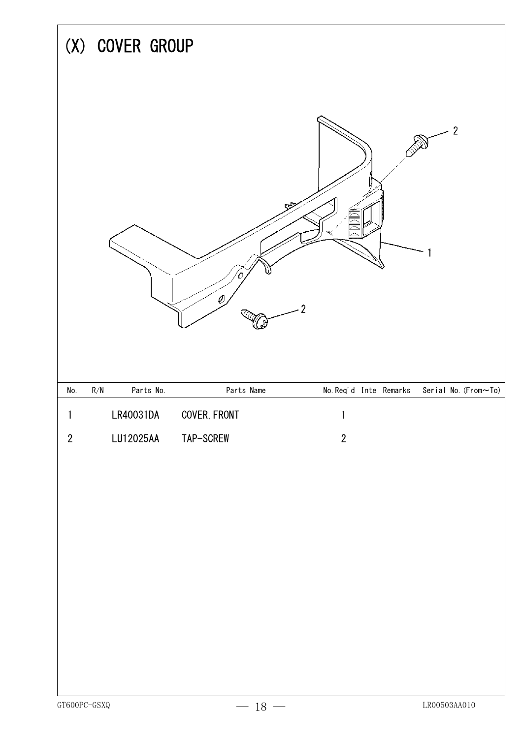# (X) COVER GROUP

| No. | R/N | Parts No. | Parts Name | No.Req'd | Inte | Remarks | Serial No.(From～To) |
|---|---|---|---|---|---|---|---|
| 1 | | LR40031DA | COVER, FRONT | 1 | | | |
| 2 | | LU12025AA | TAP-SCREW | 2 | | | |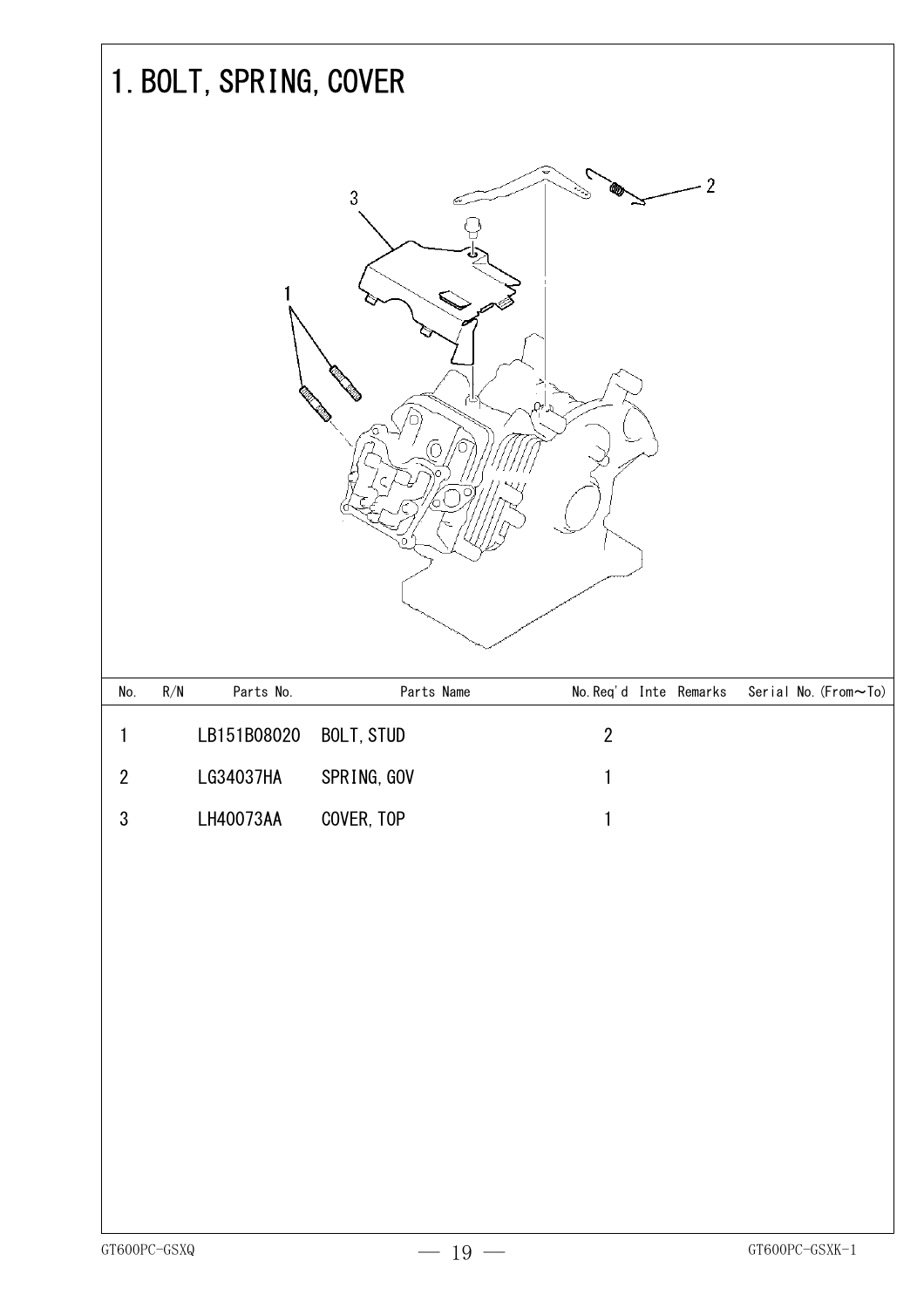# 1. BOLT, SPRING, COVER

| No. | R/N | Parts No. | Parts Name | No.Req'd | Inte | Remarks | Serial No.(From～To) |
|---|---|---|---|---|---|---|---|
| 1 | | LB151B08020 | BOLT, STUD | 2 | | | |
| 2 | | LG34037HA | SPRING, GOV | 1 | | | |
| 3 | | LH40073AA | COVER, TOP | 1 | | | |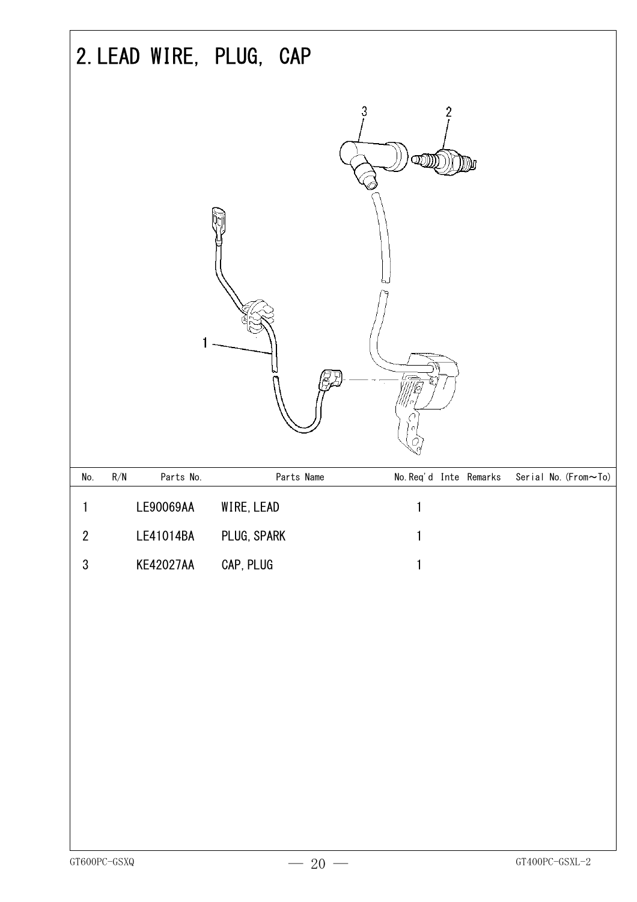# 2. LEAD WIRE, PLUG, CAP

| No. | R/N | Parts No. | Parts Name | No.Req'd | Inte | Remarks | Serial No.(From～To) |
|---|---|---|---|---|---|---|---|
| 1 | | LE90069AA | WIRE, LEAD | 1 | | | |
| 2 | | LE41014BA | PLUG, SPARK | 1 | | | |
| 3 | | KE42027AA | CAP, PLUG | 1 | | | |

GT600PC-GSXQ

GT400PC-GSXL-2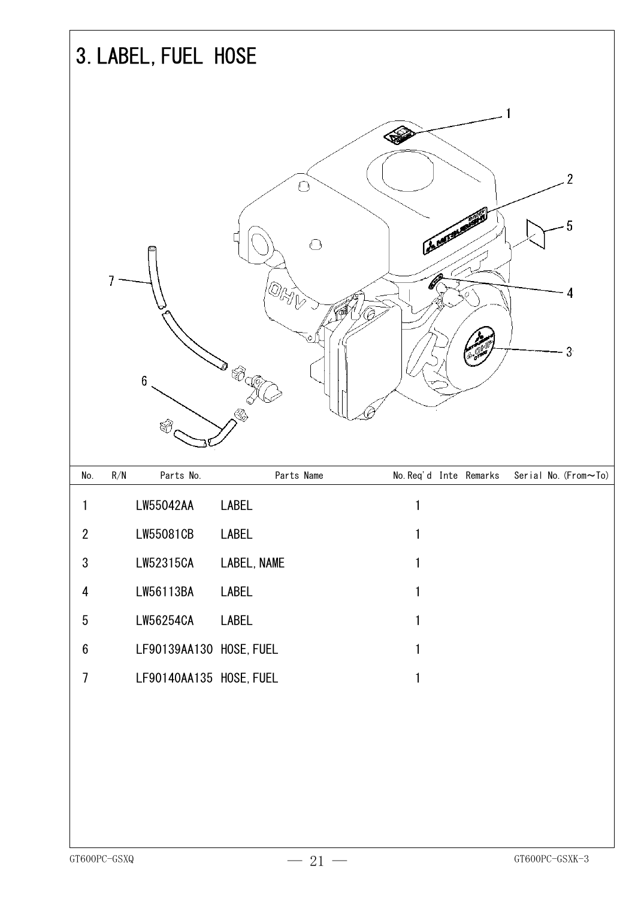# 3. LABEL, FUEL HOSE

| No. | R/N | Parts No. | Parts Name | No.Req'd | Inte | Remarks | Serial No.(From～To) |
|---|---|---|---|---|---|---|---|
| 1 | | LW55042AA | LABEL | 1 | | | |
| 2 | | LW55081CB | LABEL | 1 | | | |
| 3 | | LW52315CA | LABEL, NAME | 1 | | | |
| 4 | | LW56113BA | LABEL | 1 | | | |
| 5 | | LW56254CA | LABEL | 1 | | | |
| 6 | | LF90139AA130 | HOSE, FUEL | 1 | | | |
| 7 | | LF90140AA135 | HOSE, FUEL | 1 | | | |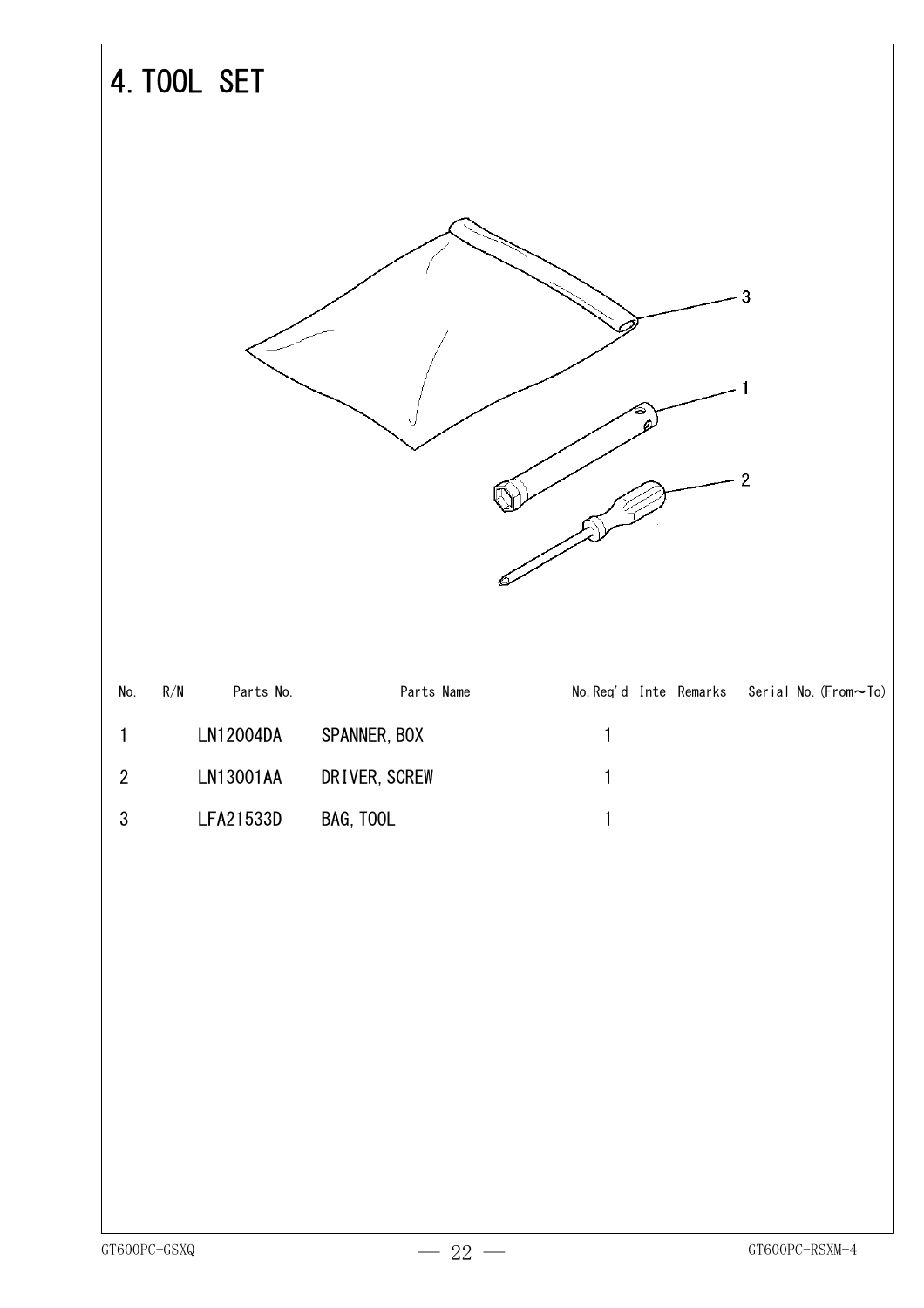# 4. TOOL SET

| No. | R/N | Parts No. | Parts Name | No.Req'd | Inte | Remarks | Serial No.(From~To) |
|---|---|---|---|---|---|---|---|
| 1 | | LN12004DA | SPANNER, BOX | 1 | | | |
| 2 | | LN13001AA | DRIVER, SCREW | 1 | | | |
| 3 | | LFA21533D | BAG, TOOL | 1 | | | |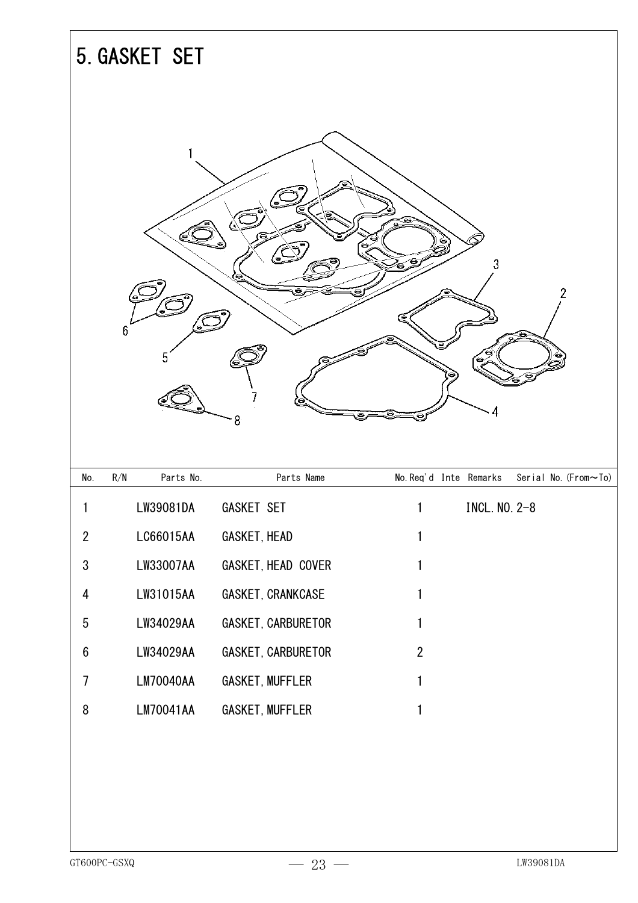# 5. GASKET SET

| No. | R/N | Parts No. | Parts Name | No.Req'd | Inte | Remarks | Serial No.(From~To) |
|---|---|---|---|---|---|---|---|
| 1 | | LW39081DA | GASKET SET | 1 | | INCL.NO.2-8 | |
| 2 | | LC66015AA | GASKET,HEAD | 1 | | | |
| 3 | | LW33007AA | GASKET,HEAD COVER | 1 | | | |
| 4 | | LW31015AA | GASKET,CRANKCASE | 1 | | | |
| 5 | | LW34029AA | GASKET,CARBURETOR | 1 | | | |
| 6 | | LW34029AA | GASKET,CARBURETOR | 2 | | | |
| 7 | | LM70040AA | GASKET,MUFFLER | 1 | | | |
| 8 | | LM70041AA | GASKET,MUFFLER | 1 | | | |

GT600PC-GSXQ LW39081DA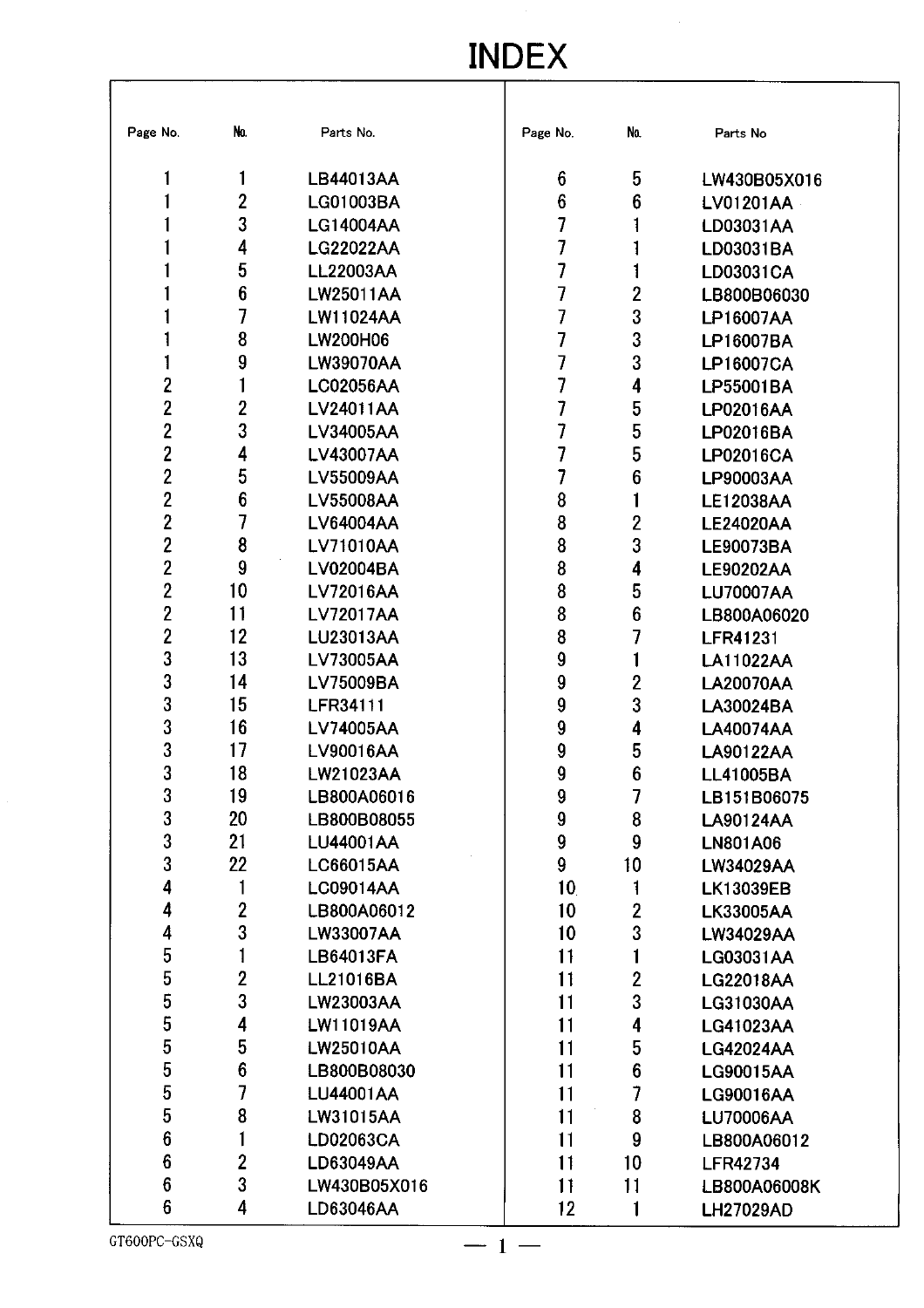# INDEX

| Page No. | No. | Parts No. |
|---|---|---|
| 1 | 1 | LB44013AA |
| 1 | 2 | LG01003BA |
| 1 | 3 | LG14004AA |
| 1 | 4 | LG22022AA |
| 1 | 5 | LL22003AA |
| 1 | 6 | LW25011AA |
| 1 | 7 | LW11024AA |
| 1 | 8 | LW200H06 |
| 1 | 9 | LW39070AA |
| 2 | 1 | LC02056AA |
| 2 | 2 | LV24011AA |
| 2 | 3 | LV34005AA |
| 2 | 4 | LV43007AA |
| 2 | 5 | LV55009AA |
| 2 | 6 | LV55008AA |
| 2 | 7 | LV64004AA |
| 2 | 8 | LV71010AA |
| 2 | 9 | LV02004BA |
| 2 | 10 | LV72016AA |
| 2 | 11 | LV72017AA |
| 2 | 12 | LU23013AA |
| 3 | 13 | LV73005AA |
| 3 | 14 | LV75009BA |
| 3 | 15 | LFR34111 |
| 3 | 16 | LV74005AA |
| 3 | 17 | LV90016AA |
| 3 | 18 | LW21023AA |
| 3 | 19 | LB800A06016 |
| 3 | 20 | LB800B08055 |
| 3 | 21 | LU44001AA |
| 3 | 22 | LC66015AA |
| 4 | 1 | LC09014AA |
| 4 | 2 | LB800A06012 |
| 4 | 3 | LW33007AA |
| 5 | 1 | LB64013FA |
| 5 | 2 | LL21016BA |
| 5 | 3 | LW23003AA |
| 5 | 4 | LW11019AA |
| 5 | 5 | LW25010AA |
| 5 | 6 | LB800B08030 |
| 5 | 7 | LU44001AA |
| 5 | 8 | LW31015AA |
| 6 | 1 | LD02063CA |
| 6 | 2 | LD63049AA |
| 6 | 3 | LW430B05X016 |
| 6 | 4 | LD63046AA |
| 6 | 5 | LW430B05X016 |
| 6 | 6 | LV01201AA |
| 7 | 1 | LD03031AA |
| 7 | 1 | LD03031BA |
| 7 | 1 | LD03031CA |
| 7 | 2 | LB800B06030 |
| 7 | 3 | LP16007AA |
| 7 | 3 | LP16007BA |
| 7 | 3 | LP16007CA |
| 7 | 4 | LP55001BA |
| 7 | 5 | LP02016AA |
| 7 | 5 | LP02016BA |
| 7 | 5 | LP02016CA |
| 7 | 6 | LP90003AA |
| 8 | 1 | LE12038AA |
| 8 | 2 | LE24020AA |
| 8 | 3 | LE90073BA |
| 8 | 4 | LE90202AA |
| 8 | 5 | LU70007AA |
| 8 | 6 | LB800A06020 |
| 8 | 7 | LFR41231 |
| 9 | 1 | LA11022AA |
| 9 | 2 | LA20070AA |
| 9 | 3 | LA30024BA |
| 9 | 4 | LA40074AA |
| 9 | 5 | LA90122AA |
| 9 | 6 | LL41005BA |
| 9 | 7 | LB151B06075 |
| 9 | 8 | LA90124AA |
| 9 | 9 | LN801A06 |
| 9 | 10 | LW34029AA |
| 10 | 1 | LK13039EB |
| 10 | 2 | LK33005AA |
| 10 | 3 | LW34029AA |
| 11 | 1 | LG03031AA |
| 11 | 2 | LG22018AA |
| 11 | 3 | LG31030AA |
| 11 | 4 | LG41023AA |
| 11 | 5 | LG42024AA |
| 11 | 6 | LG90015AA |
| 11 | 7 | LG90016AA |
| 11 | 8 | LU70006AA |
| 11 | 9 | LB800A06012 |
| 11 | 10 | LFR42734 |
| 11 | 11 | LB800A06008K |
| 12 | 1 | LH27029AD |

GT600PC-GSXQ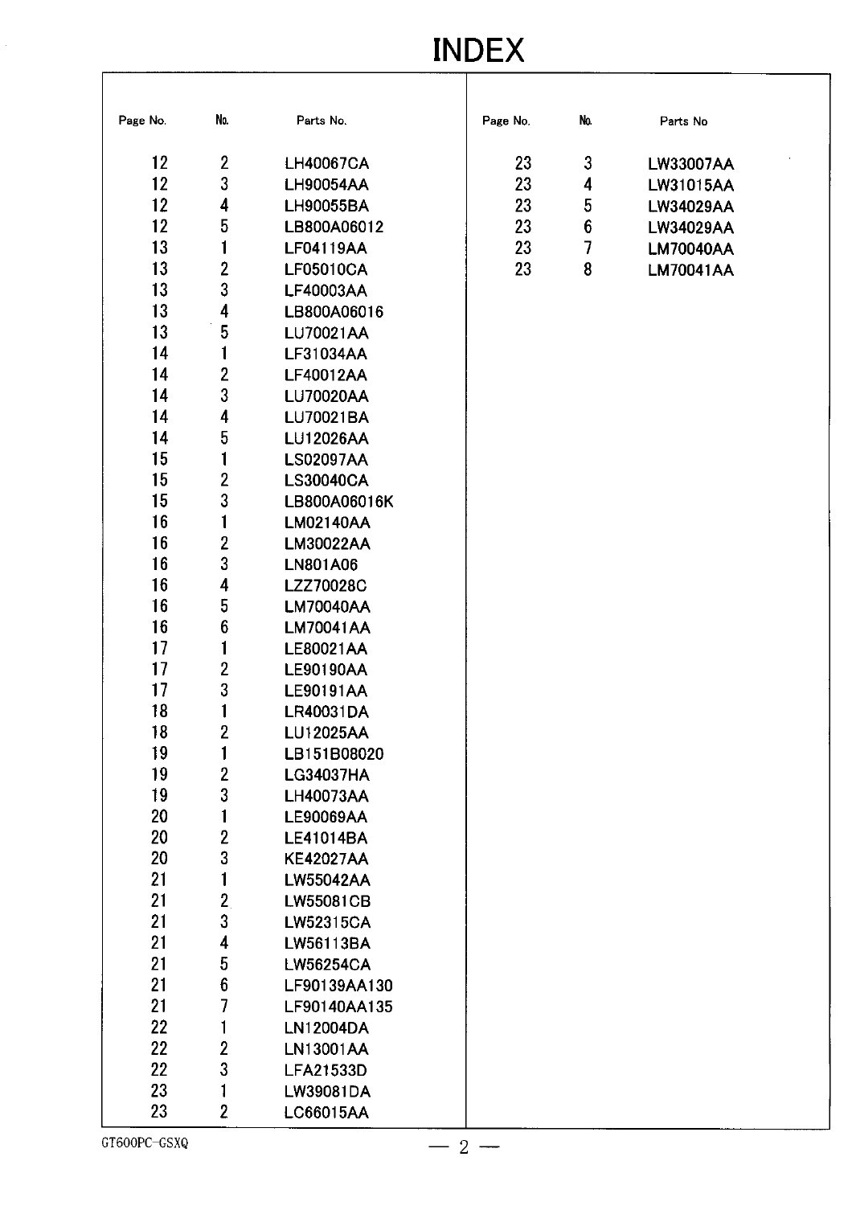# INDEX

| Page No. | No. | Parts No. |
|---|---|---|
| 12 | 2 | LH40067CA |
| 12 | 3 | LH90054AA |
| 12 | 4 | LH90055BA |
| 12 | 5 | LB800A06012 |
| 13 | 1 | LF04119AA |
| 13 | 2 | LF05010CA |
| 13 | 3 | LF40003AA |
| 13 | 4 | LB800A06016 |
| 13 | 5 | LU70021AA |
| 14 | 1 | LF31034AA |
| 14 | 2 | LF40012AA |
| 14 | 3 | LU70020AA |
| 14 | 4 | LU70021BA |
| 14 | 5 | LU12026AA |
| 15 | 1 | LS02097AA |
| 15 | 2 | LS30040CA |
| 15 | 3 | LB800A06016K |
| 16 | 1 | LM02140AA |
| 16 | 2 | LM30022AA |
| 16 | 3 | LN801A06 |
| 16 | 4 | LZZ70028C |
| 16 | 5 | LM70040AA |
| 16 | 6 | LM70041AA |
| 17 | 1 | LE80021AA |
| 17 | 2 | LE90190AA |
| 17 | 3 | LE90191AA |
| 18 | 1 | LR40031DA |
| 18 | 2 | LU12025AA |
| 19 | 1 | LB151B08020 |
| 19 | 2 | LG34037HA |
| 19 | 3 | LH40073AA |
| 20 | 1 | LE90069AA |
| 20 | 2 | LE41014BA |
| 20 | 3 | KE42027AA |
| 21 | 1 | LW55042AA |
| 21 | 2 | LW55081CB |
| 21 | 3 | LW52315CA |
| 21 | 4 | LW56113BA |
| 21 | 5 | LW56254CA |
| 21 | 6 | LF90139AA130 |
| 21 | 7 | LF90140AA135 |
| 22 | 1 | LN12004DA |
| 22 | 2 | LN13001AA |
| 22 | 3 | LFA21533D |
| 23 | 1 | LW39081DA |
| 23 | 2 | LC66015AA |
| 23 | 3 | LW33007AA |
| 23 | 4 | LW31015AA |
| 23 | 5 | LW34029AA |
| 23 | 6 | LW34029AA |
| 23 | 7 | LM70040AA |
| 23 | 8 | LM70041AA |

GT600PC-GSXQ